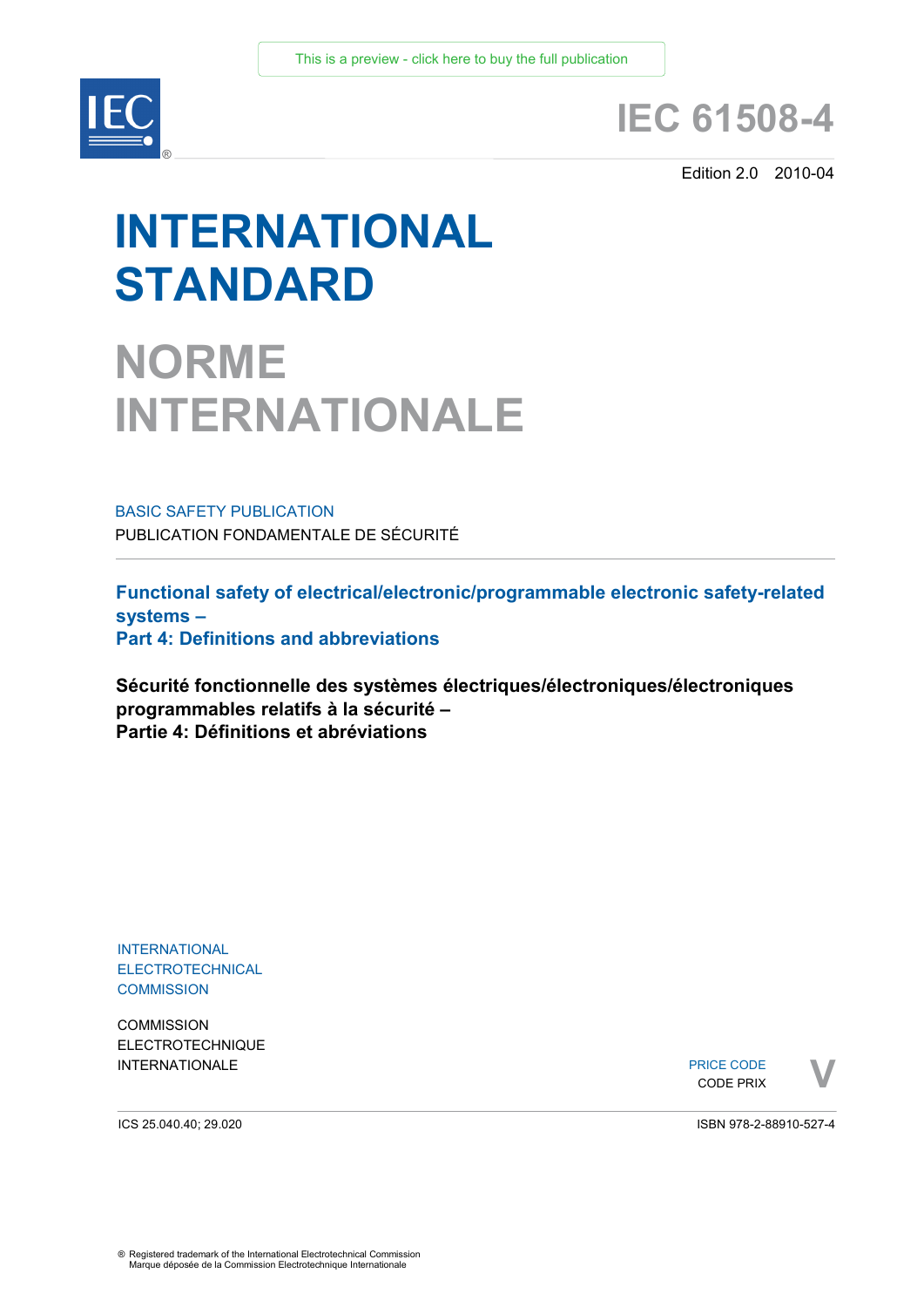This is a preview - click here to buy the full publication

IEC®

# IEC 61508-4

Edition 2.0 2010-04

# INTERNATIONAL STANDARD

# NORME INTERNATIONALE

BASIC SAFETY PUBLICATION

PUBLICATION FONDAMENTALE DE SÉCURITÉ

**Functional safety of electrical/electronic/programmable electronic safety-related systems –**
**Part 4: Definitions and abbreviations**

**Sécurité fonctionnelle des systèmes électriques/électroniques/électroniques programmables relatifs à la sécurité –**
**Partie 4: Définitions et abréviations**

INTERNATIONAL
ELECTROTECHNICAL
COMMISSION

COMMISSION
ELECTROTECHNIQUE
INTERNATIONALE

PRICE CODE
CODE PRIX
V

ICS 25.040.40; 29.020

ISBN 978-2-88910-527-4

® Registered trademark of the International Electrotechnical Commission
Marque déposée de la Commission Electrotechnique Internationale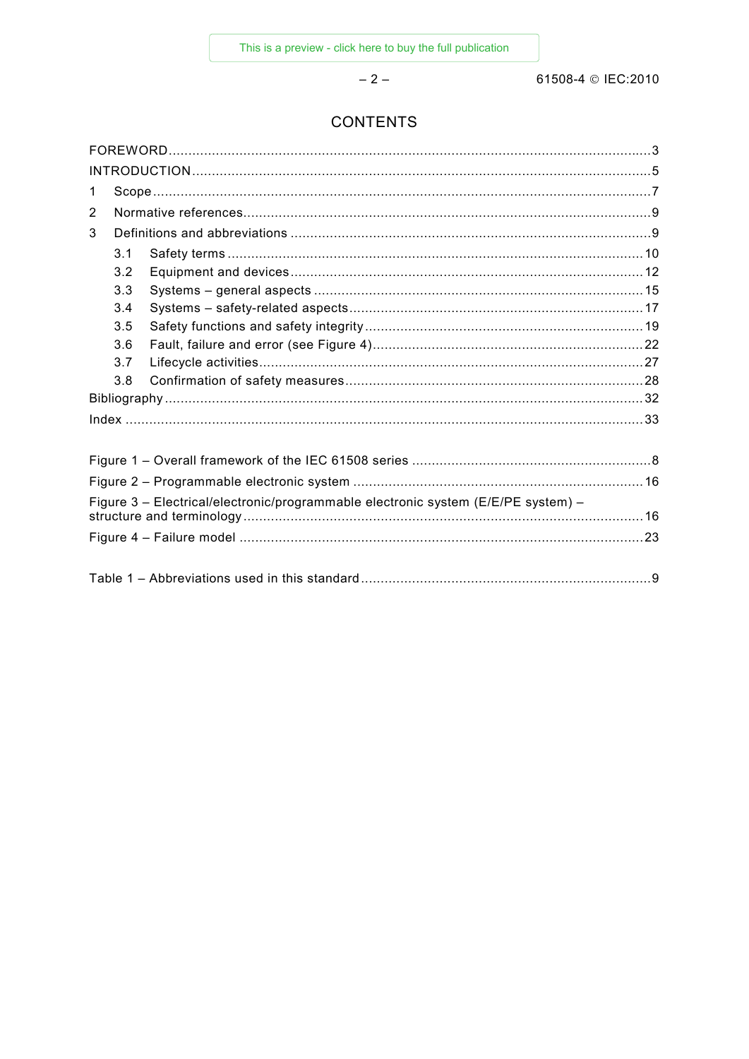# CONTENTS

FOREWORD ... 3
INTRODUCTION ... 5
1 Scope ... 7
2 Normative references ... 9
3 Definitions and abbreviations ... 9
  3.1 Safety terms ... 10
  3.2 Equipment and devices ... 12
  3.3 Systems – general aspects ... 15
  3.4 Systems – safety-related aspects ... 17
  3.5 Safety functions and safety integrity ... 19
  3.6 Fault, failure and error (see Figure 4) ... 22
  3.7 Lifecycle activities ... 27
  3.8 Confirmation of safety measures ... 28
Bibliography ... 32
Index ... 33

Figure 1 – Overall framework of the IEC 61508 series ... 8
Figure 2 – Programmable electronic system ... 16
Figure 3 – Electrical/electronic/programmable electronic system (E/E/PE system) – structure and terminology ... 16
Figure 4 – Failure model ... 23

Table 1 – Abbreviations used in this standard ... 9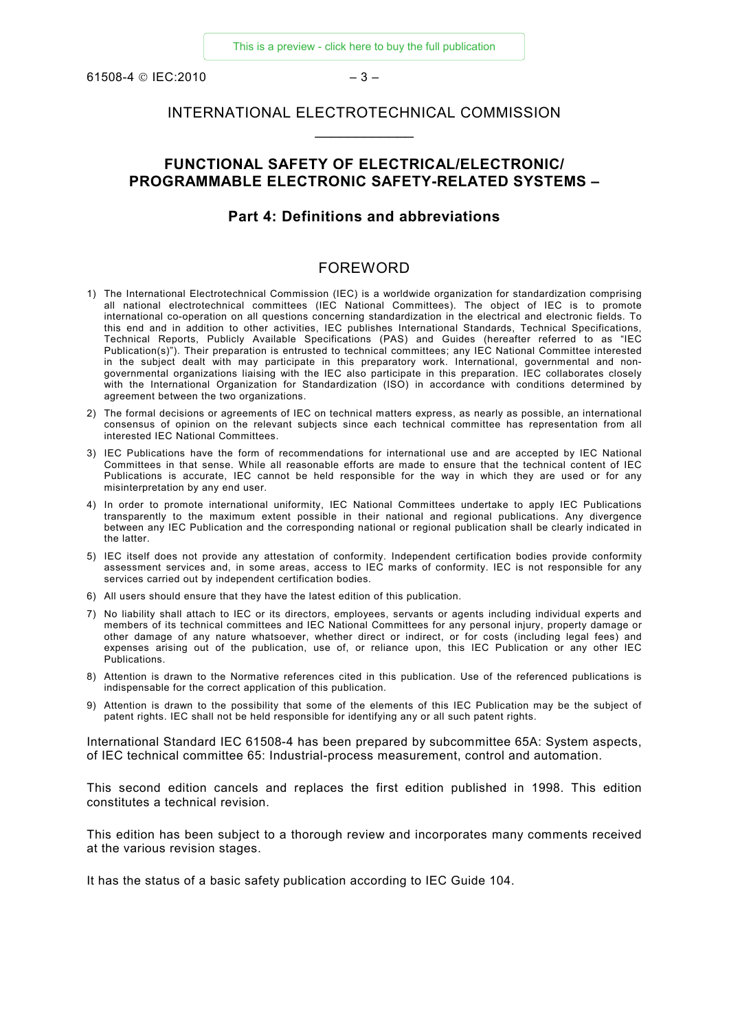INTERNATIONAL ELECTROTECHNICAL COMMISSION

\_\_\_\_\_\_\_\_\_\_\_\_

# FUNCTIONAL SAFETY OF ELECTRICAL/ELECTRONIC/ PROGRAMMABLE ELECTRONIC SAFETY-RELATED SYSTEMS –

## Part 4: Definitions and abbreviations

## FOREWORD

1) The International Electrotechnical Commission (IEC) is a worldwide organization for standardization comprising all national electrotechnical committees (IEC National Committees). The object of IEC is to promote international co-operation on all questions concerning standardization in the electrical and electronic fields. To this end and in addition to other activities, IEC publishes International Standards, Technical Specifications, Technical Reports, Publicly Available Specifications (PAS) and Guides (hereafter referred to as "IEC Publication(s)"). Their preparation is entrusted to technical committees; any IEC National Committee interested in the subject dealt with may participate in this preparatory work. International, governmental and non-governmental organizations liaising with the IEC also participate in this preparation. IEC collaborates closely with the International Organization for Standardization (ISO) in accordance with conditions determined by agreement between the two organizations.
2) The formal decisions or agreements of IEC on technical matters express, as nearly as possible, an international consensus of opinion on the relevant subjects since each technical committee has representation from all interested IEC National Committees.
3) IEC Publications have the form of recommendations for international use and are accepted by IEC National Committees in that sense. While all reasonable efforts are made to ensure that the technical content of IEC Publications is accurate, IEC cannot be held responsible for the way in which they are used or for any misinterpretation by any end user.
4) In order to promote international uniformity, IEC National Committees undertake to apply IEC Publications transparently to the maximum extent possible in their national and regional publications. Any divergence between any IEC Publication and the corresponding national or regional publication shall be clearly indicated in the latter.
5) IEC itself does not provide any attestation of conformity. Independent certification bodies provide conformity assessment services and, in some areas, access to IEC marks of conformity. IEC is not responsible for any services carried out by independent certification bodies.
6) All users should ensure that they have the latest edition of this publication.
7) No liability shall attach to IEC or its directors, employees, servants or agents including individual experts and members of its technical committees and IEC National Committees for any personal injury, property damage or other damage of any nature whatsoever, whether direct or indirect, or for costs (including legal fees) and expenses arising out of the publication, use of, or reliance upon, this IEC Publication or any other IEC Publications.
8) Attention is drawn to the Normative references cited in this publication. Use of the referenced publications is indispensable for the correct application of this publication.
9) Attention is drawn to the possibility that some of the elements of this IEC Publication may be the subject of patent rights. IEC shall not be held responsible for identifying any or all such patent rights.

International Standard IEC 61508-4 has been prepared by subcommittee 65A: System aspects, of IEC technical committee 65: Industrial-process measurement, control and automation.

This second edition cancels and replaces the first edition published in 1998. This edition constitutes a technical revision.

This edition has been subject to a thorough review and incorporates many comments received at the various revision stages.

It has the status of a basic safety publication according to IEC Guide 104.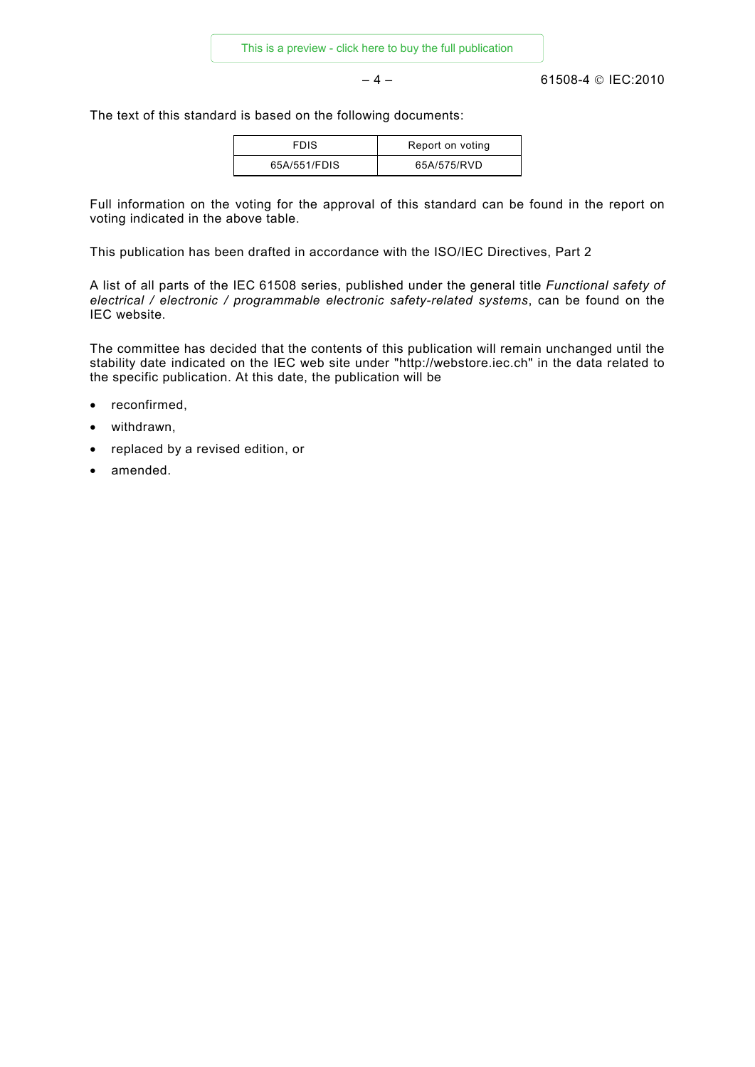The text of this standard is based on the following documents:

| FDIS | Report on voting |
|---|---|
| 65A/551/FDIS | 65A/575/RVD |

Full information on the voting for the approval of this standard can be found in the report on voting indicated in the above table.

This publication has been drafted in accordance with the ISO/IEC Directives, Part 2

A list of all parts of the IEC 61508 series, published under the general title *Functional safety of electrical / electronic / programmable electronic safety-related systems*, can be found on the IEC website.

The committee has decided that the contents of this publication will remain unchanged until the stability date indicated on the IEC web site under "http://webstore.iec.ch" in the data related to the specific publication. At this date, the publication will be

- reconfirmed,
- withdrawn,
- replaced by a revised edition, or
- amended.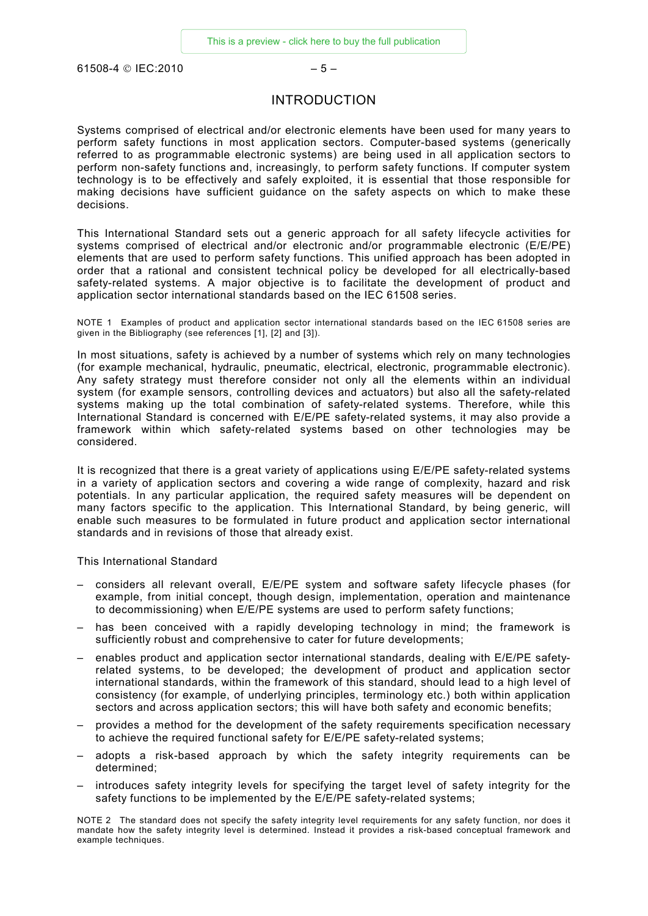# INTRODUCTION

Systems comprised of electrical and/or electronic elements have been used for many years to perform safety functions in most application sectors. Computer-based systems (generically referred to as programmable electronic systems) are being used in all application sectors to perform non-safety functions and, increasingly, to perform safety functions. If computer system technology is to be effectively and safely exploited, it is essential that those responsible for making decisions have sufficient guidance on the safety aspects on which to make these decisions.

This International Standard sets out a generic approach for all safety lifecycle activities for systems comprised of electrical and/or electronic and/or programmable electronic (E/E/PE) elements that are used to perform safety functions. This unified approach has been adopted in order that a rational and consistent technical policy be developed for all electrically-based safety-related systems. A major objective is to facilitate the development of product and application sector international standards based on the IEC 61508 series.

NOTE 1 Examples of product and application sector international standards based on the IEC 61508 series are given in the Bibliography (see references [1], [2] and [3]).

In most situations, safety is achieved by a number of systems which rely on many technologies (for example mechanical, hydraulic, pneumatic, electrical, electronic, programmable electronic). Any safety strategy must therefore consider not only all the elements within an individual system (for example sensors, controlling devices and actuators) but also all the safety-related systems making up the total combination of safety-related systems. Therefore, while this International Standard is concerned with E/E/PE safety-related systems, it may also provide a framework within which safety-related systems based on other technologies may be considered.

It is recognized that there is a great variety of applications using E/E/PE safety-related systems in a variety of application sectors and covering a wide range of complexity, hazard and risk potentials. In any particular application, the required safety measures will be dependent on many factors specific to the application. This International Standard, by being generic, will enable such measures to be formulated in future product and application sector international standards and in revisions of those that already exist.

This International Standard

- considers all relevant overall, E/E/PE system and software safety lifecycle phases (for example, from initial concept, though design, implementation, operation and maintenance to decommissioning) when E/E/PE systems are used to perform safety functions;
- has been conceived with a rapidly developing technology in mind; the framework is sufficiently robust and comprehensive to cater for future developments;
- enables product and application sector international standards, dealing with E/E/PE safety-related systems, to be developed; the development of product and application sector international standards, within the framework of this standard, should lead to a high level of consistency (for example, of underlying principles, terminology etc.) both within application sectors and across application sectors; this will have both safety and economic benefits;
- provides a method for the development of the safety requirements specification necessary to achieve the required functional safety for E/E/PE safety-related systems;
- adopts a risk-based approach by which the safety integrity requirements can be determined;
- introduces safety integrity levels for specifying the target level of safety integrity for the safety functions to be implemented by the E/E/PE safety-related systems;

NOTE 2 The standard does not specify the safety integrity level requirements for any safety function, nor does it mandate how the safety integrity level is determined. Instead it provides a risk-based conceptual framework and example techniques.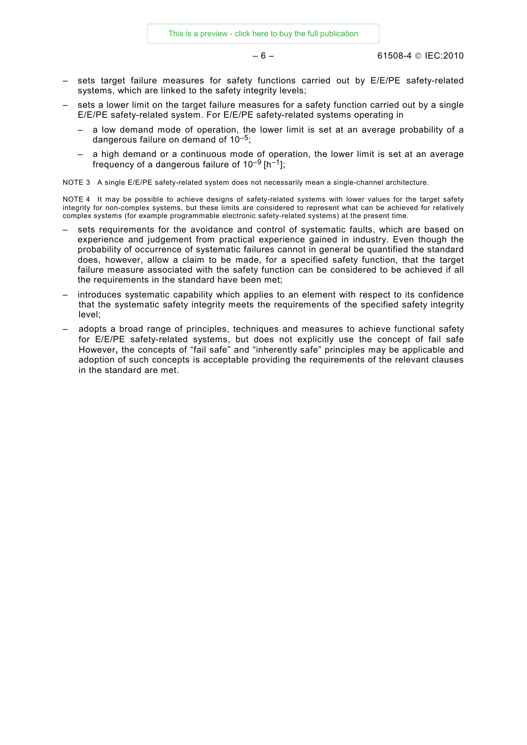- sets target failure measures for safety functions carried out by E/E/PE safety-related systems, which are linked to the safety integrity levels;
- sets a lower limit on the target failure measures for a safety function carried out by a single E/E/PE safety-related system. For E/E/PE safety-related systems operating in
  - a low demand mode of operation, the lower limit is set at an average probability of a dangerous failure on demand of $10^{-5}$;
  - a high demand or a continuous mode of operation, the lower limit is set at an average frequency of a dangerous failure of $10^{-9}$ [$h^{-1}$];

NOTE 3 A single E/E/PE safety-related system does not necessarily mean a single-channel architecture.

NOTE 4 It may be possible to achieve designs of safety-related systems with lower values for the target safety integrity for non-complex systems, but these limits are considered to represent what can be achieved for relatively complex systems (for example programmable electronic safety-related systems) at the present time.

- sets requirements for the avoidance and control of systematic faults, which are based on experience and judgement from practical experience gained in industry. Even though the probability of occurrence of systematic failures cannot in general be quantified the standard does, however, allow a claim to be made, for a specified safety function, that the target failure measure associated with the safety function can be considered to be achieved if all the requirements in the standard have been met;
- introduces systematic capability which applies to an element with respect to its confidence that the systematic safety integrity meets the requirements of the specified safety integrity level;
- adopts a broad range of principles, techniques and measures to achieve functional safety for E/E/PE safety-related systems, but does not explicitly use the concept of fail safe However**,** the concepts of "fail safe" and "inherently safe" principles may be applicable and adoption of such concepts is acceptable providing the requirements of the relevant clauses in the standard are met.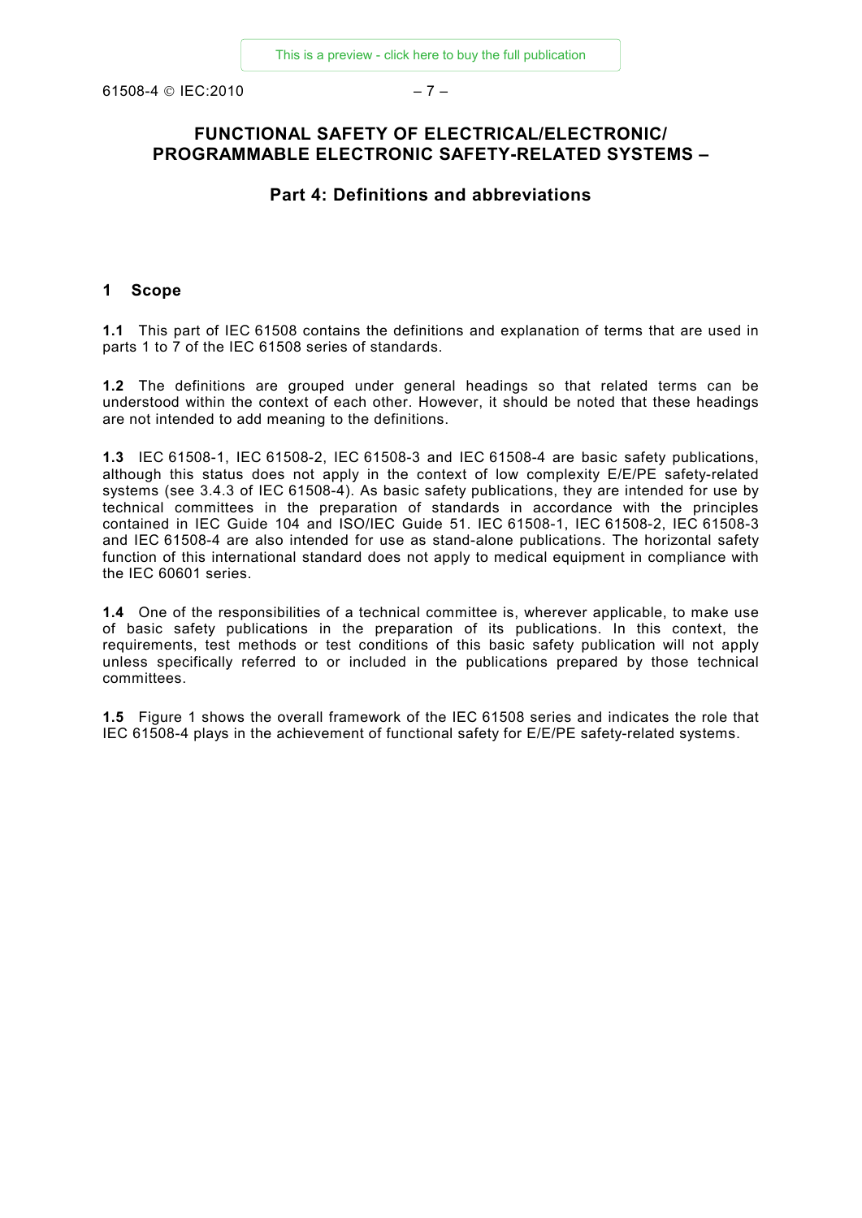# FUNCTIONAL SAFETY OF ELECTRICAL/ELECTRONIC/ PROGRAMMABLE ELECTRONIC SAFETY-RELATED SYSTEMS –

## Part 4: Definitions and abbreviations

## 1 Scope

**1.1** This part of IEC 61508 contains the definitions and explanation of terms that are used in parts 1 to 7 of the IEC 61508 series of standards.

**1.2** The definitions are grouped under general headings so that related terms can be understood within the context of each other. However, it should be noted that these headings are not intended to add meaning to the definitions.

**1.3** IEC 61508-1, IEC 61508-2, IEC 61508-3 and IEC 61508-4 are basic safety publications, although this status does not apply in the context of low complexity E/E/PE safety-related systems (see 3.4.3 of IEC 61508-4). As basic safety publications, they are intended for use by technical committees in the preparation of standards in accordance with the principles contained in IEC Guide 104 and ISO/IEC Guide 51. IEC 61508-1, IEC 61508-2, IEC 61508-3 and IEC 61508-4 are also intended for use as stand-alone publications. The horizontal safety function of this international standard does not apply to medical equipment in compliance with the IEC 60601 series.

**1.4** One of the responsibilities of a technical committee is, wherever applicable, to make use of basic safety publications in the preparation of its publications. In this context, the requirements, test methods or test conditions of this basic safety publication will not apply unless specifically referred to or included in the publications prepared by those technical committees.

**1.5** Figure 1 shows the overall framework of the IEC 61508 series and indicates the role that IEC 61508-4 plays in the achievement of functional safety for E/E/PE safety-related systems.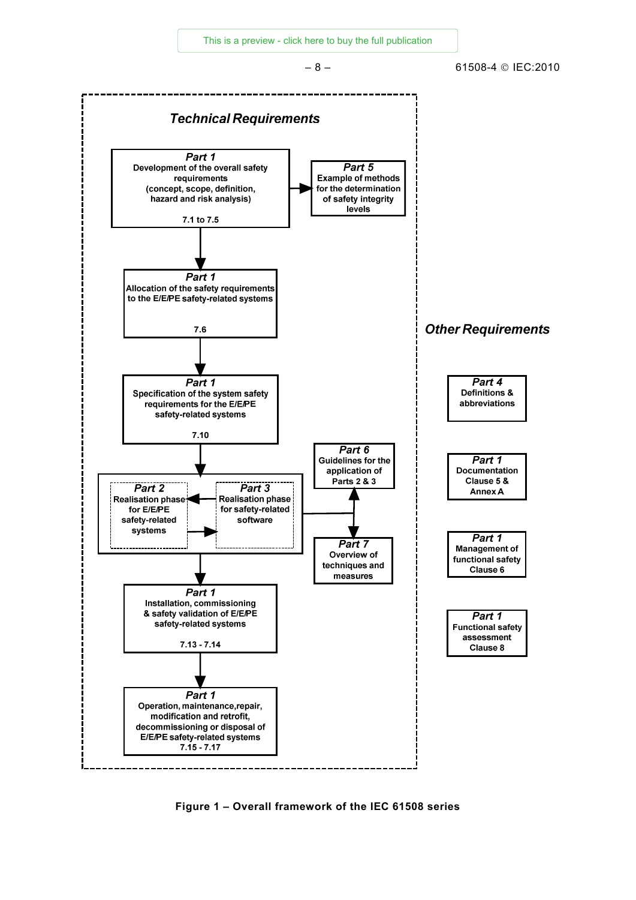**Technical Requirements**

**Part 1**
Development of the overall safety requirements (concept, scope, definition, hazard and risk analysis)
7.1 to 7.5

**Part 5**
Example of methods for the determination of safety integrity levels

**Part 1**
Allocation of the safety requirements to the E/E/PE safety-related systems
7.6

**Part 1**
Specification of the system safety requirements for the E/E/PE safety-related systems
7.10

**Part 6**
Guidelines for the application of Parts 2 & 3

**Part 2**
Realisation phase for E/E/PE safety-related systems

**Part 3**
Realisation phase for safety-related software

**Part 7**
Overview of techniques and measures

**Part 1**
Installation, commissioning & safety validation of E/E/PE safety-related systems
7.13 - 7.14

**Part 1**
Operation, maintenance,repair, modification and retrofit, decommissioning or disposal of E/E/PE safety-related systems
7.15 - 7.17

**Other Requirements**

**Part 4**
Definitions & abbreviations

**Part 1**
Documentation
Clause 5 & Annex A

**Part 1**
Management of functional safety
Clause 6

**Part 1**
Functional safety assessment
Clause 8

**Figure 1 – Overall framework of the IEC 61508 series**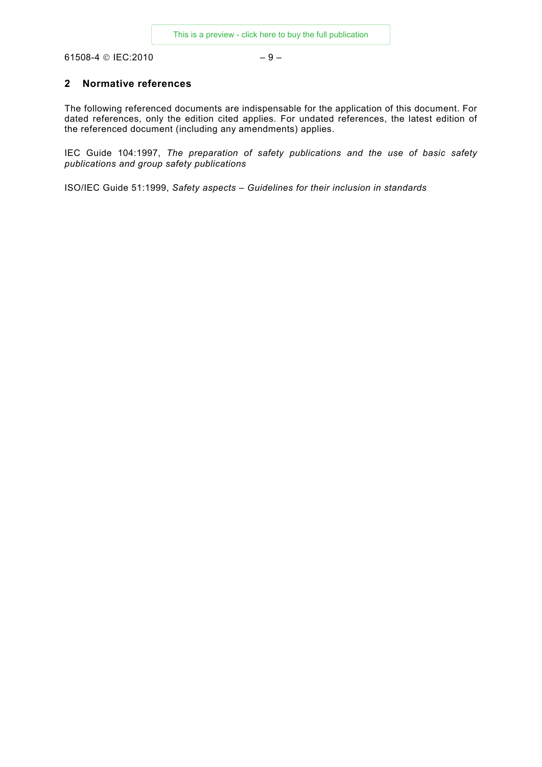## 2 Normative references

The following referenced documents are indispensable for the application of this document. For dated references, only the edition cited applies. For undated references, the latest edition of the referenced document (including any amendments) applies.

IEC Guide 104:1997, *The preparation of safety publications and the use of basic safety publications and group safety publications*

ISO/IEC Guide 51:1999, *Safety aspects – Guidelines for their inclusion in standards*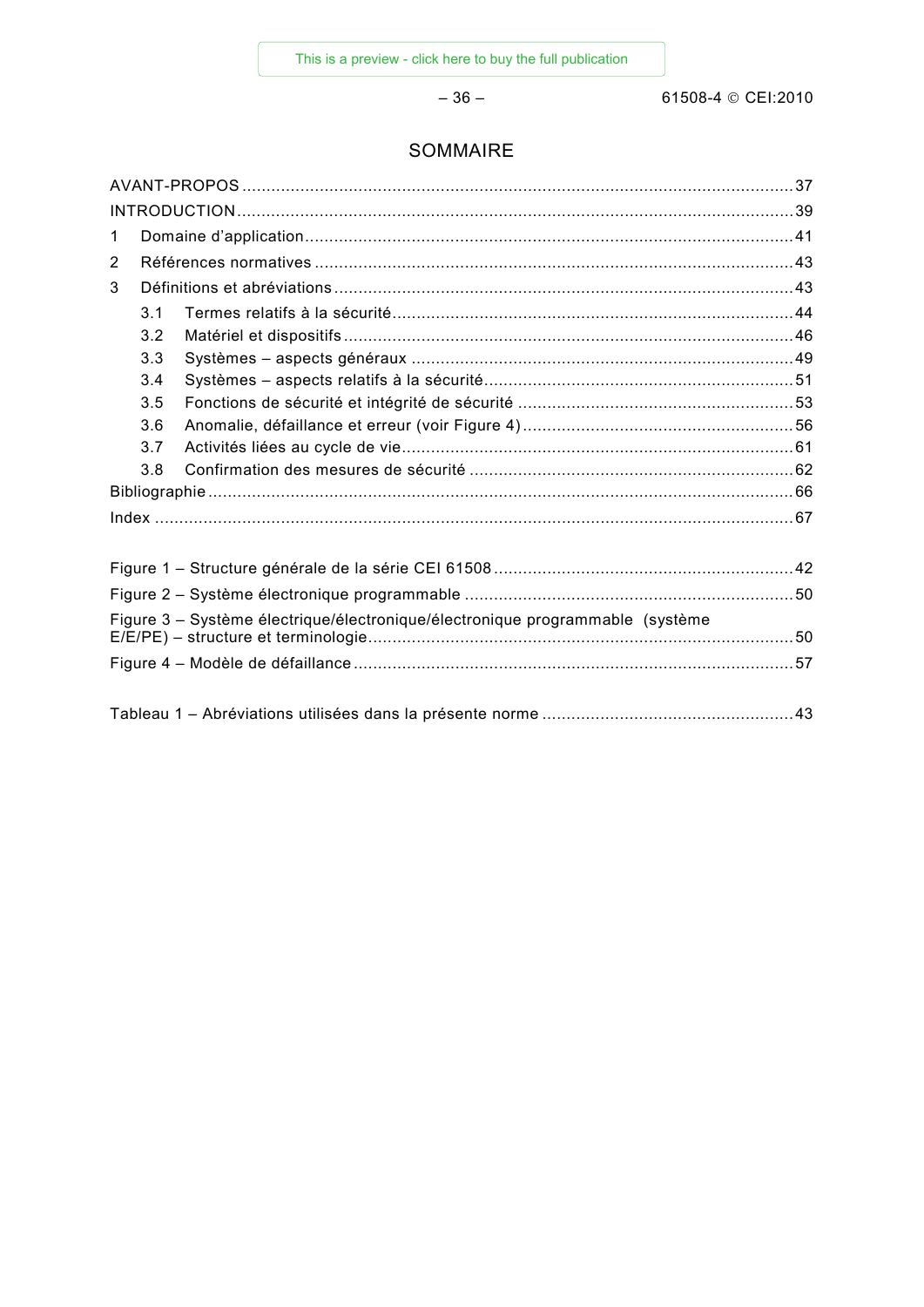# SOMMAIRE

AVANT-PROPOS ........................................................................................................................ 37
INTRODUCTION ....................................................................................................................... 39
1 Domaine d'application ........................................................................................................ 41
2 Références normatives ...................................................................................................... 43
3 Définitions et abréviations .................................................................................................. 43
  3.1 Termes relatifs à la sécurité ....................................................................................... 44
  3.2 Matériel et dispositifs ................................................................................................. 46
  3.3 Systèmes – aspects généraux .................................................................................... 49
  3.4 Systèmes – aspects relatifs à la sécurité .................................................................... 51
  3.5 Fonctions de sécurité et intégrité de sécurité ............................................................. 53
  3.6 Anomalie, défaillance et erreur (voir Figure 4) ............................................................ 56
  3.7 Activités liées au cycle de vie ..................................................................................... 61
  3.8 Confirmation des mesures de sécurité ....................................................................... 62
Bibliographie ............................................................................................................................ 66
Index ....................................................................................................................................... 67

Figure 1 – Structure générale de la série CEI 61508 ................................................................ 42
Figure 2 – Système électronique programmable ...................................................................... 50
Figure 3 – Système électrique/électronique/électronique programmable (système E/E/PE) – structure et terminologie ........................................................................................... 50
Figure 4 – Modèle de défaillance ............................................................................................. 57

Tableau 1 – Abréviations utilisées dans la présente norme ...................................................... 43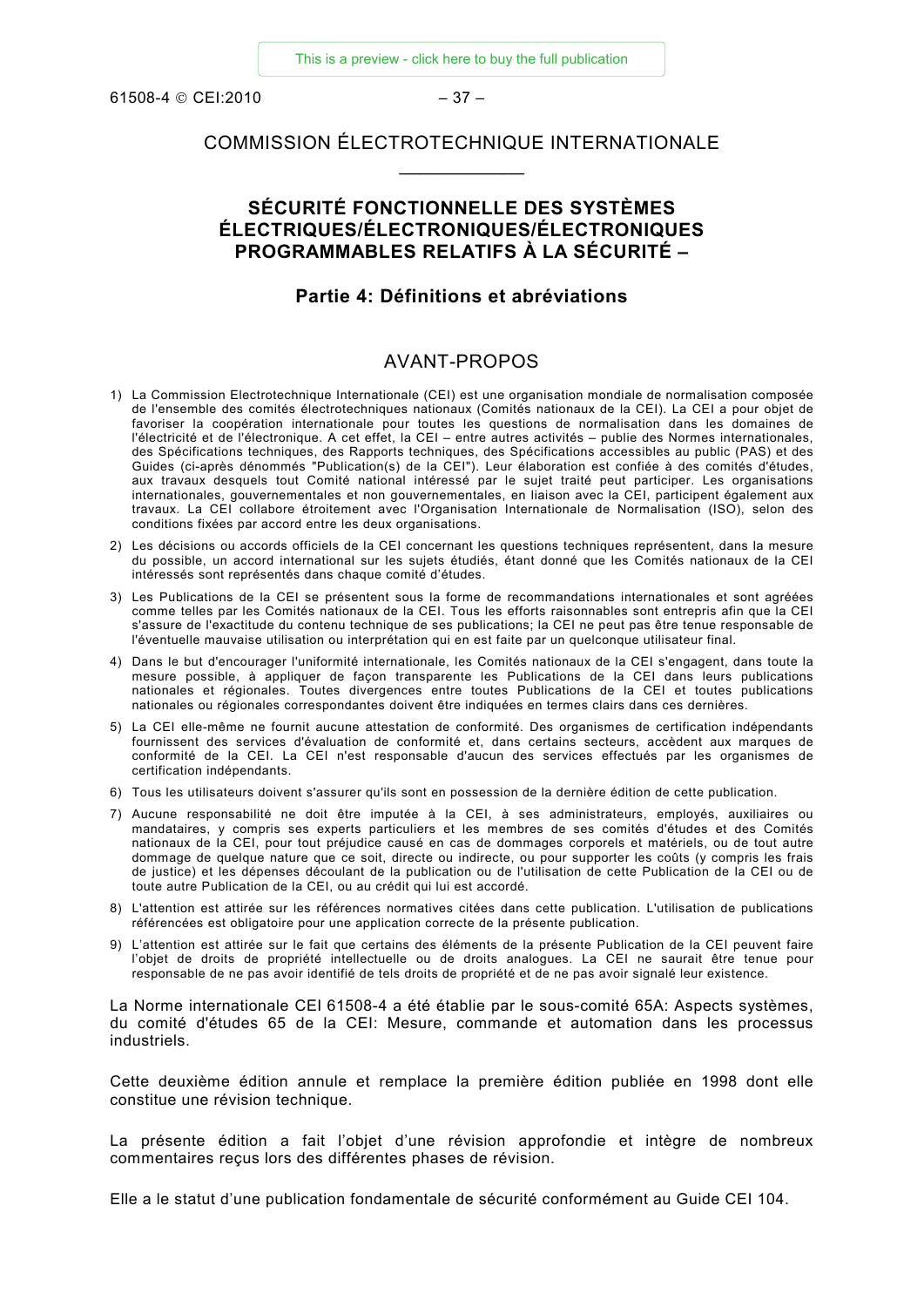COMMISSION ÉLECTROTECHNIQUE INTERNATIONALE

\_\_\_\_\_\_\_\_\_\_\_\_

# SÉCURITÉ FONCTIONNELLE DES SYSTÈMES ÉLECTRIQUES/ÉLECTRONIQUES/ÉLECTRONIQUES PROGRAMMABLES RELATIFS À LA SÉCURITÉ –

## Partie 4: Définitions et abréviations

## AVANT-PROPOS

1) La Commission Electrotechnique Internationale (CEI) est une organisation mondiale de normalisation composée de l'ensemble des comités électrotechniques nationaux (Comités nationaux de la CEI). La CEI a pour objet de favoriser la coopération internationale pour toutes les questions de normalisation dans les domaines de l'électricité et de l'électronique. A cet effet, la CEI – entre autres activités – publie des Normes internationales, des Spécifications techniques, des Rapports techniques, des Spécifications accessibles au public (PAS) et des Guides (ci-après dénommés "Publication(s) de la CEI"). Leur élaboration est confiée à des comités d'études, aux travaux desquels tout Comité national intéressé par le sujet traité peut participer. Les organisations internationales, gouvernementales et non gouvernementales, en liaison avec la CEI, participent également aux travaux. La CEI collabore étroitement avec l'Organisation Internationale de Normalisation (ISO), selon des conditions fixées par accord entre les deux organisations.
2) Les décisions ou accords officiels de la CEI concernant les questions techniques représentent, dans la mesure du possible, un accord international sur les sujets étudiés, étant donné que les Comités nationaux de la CEI intéressés sont représentés dans chaque comité d'études.
3) Les Publications de la CEI se présentent sous la forme de recommandations internationales et sont agréées comme telles par les Comités nationaux de la CEI. Tous les efforts raisonnables sont entrepris afin que la CEI s'assure de l'exactitude du contenu technique de ses publications; la CEI ne peut pas être tenue responsable de l'éventuelle mauvaise utilisation ou interprétation qui en est faite par un quelconque utilisateur final.
4) Dans le but d'encourager l'uniformité internationale, les Comités nationaux de la CEI s'engagent, dans toute la mesure possible, à appliquer de façon transparente les Publications de la CEI dans leurs publications nationales et régionales. Toutes divergences entre toutes Publications de la CEI et toutes publications nationales ou régionales correspondantes doivent être indiquées en termes clairs dans ces dernières.
5) La CEI elle-même ne fournit aucune attestation de conformité. Des organismes de certification indépendants fournissent des services d'évaluation de conformité et, dans certains secteurs, accèdent aux marques de conformité de la CEI. La CEI n'est responsable d'aucun des services effectués par les organismes de certification indépendants.
6) Tous les utilisateurs doivent s'assurer qu'ils sont en possession de la dernière édition de cette publication.
7) Aucune responsabilité ne doit être imputée à la CEI, à ses administrateurs, employés, auxiliaires ou mandataires, y compris ses experts particuliers et les membres de ses comités d'études et des Comités nationaux de la CEI, pour tout préjudice causé en cas de dommages corporels et matériels, ou de tout autre dommage de quelque nature que ce soit, directe ou indirecte, ou pour supporter les coûts (y compris les frais de justice) et les dépenses découlant de la publication ou de l'utilisation de cette Publication de la CEI ou de toute autre Publication de la CEI, ou au crédit qui lui est accordé.
8) L'attention est attirée sur les références normatives citées dans cette publication. L'utilisation de publications référencées est obligatoire pour une application correcte de la présente publication.
9) L'attention est attirée sur le fait que certains des éléments de la présente Publication de la CEI peuvent faire l'objet de droits de propriété intellectuelle ou de droits analogues. La CEI ne saurait être tenue pour responsable de ne pas avoir identifié de tels droits de propriété et de ne pas avoir signalé leur existence.

La Norme internationale CEI 61508-4 a été établie par le sous-comité 65A: Aspects systèmes, du comité d'études 65 de la CEI: Mesure, commande et automation dans les processus industriels.

Cette deuxième édition annule et remplace la première édition publiée en 1998 dont elle constitue une révision technique.

La présente édition a fait l'objet d'une révision approfondie et intègre de nombreux commentaires reçus lors des différentes phases de révision.

Elle a le statut d'une publication fondamentale de sécurité conformément au Guide CEI 104.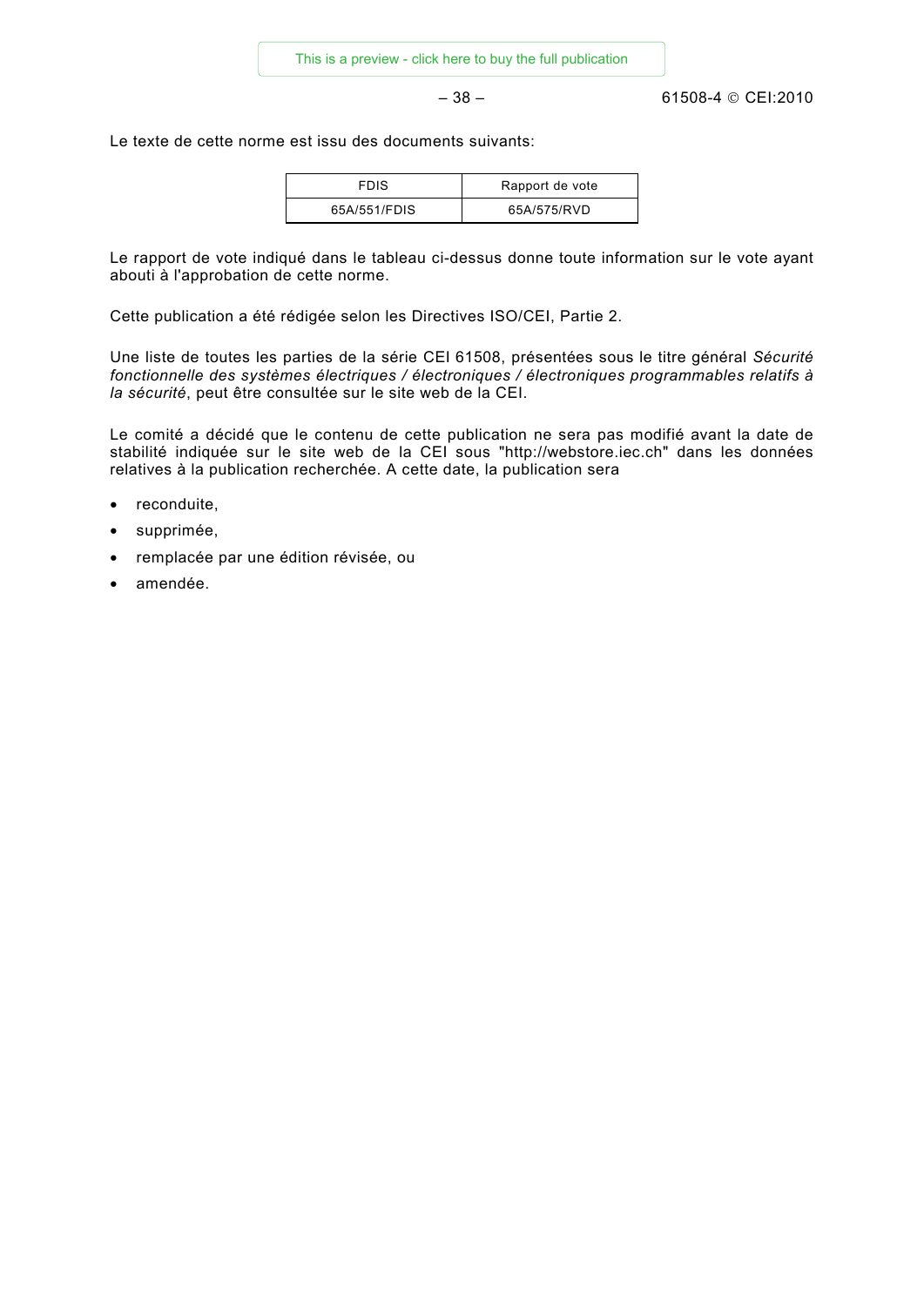Le texte de cette norme est issu des documents suivants:

| FDIS | Rapport de vote |
| --- | --- |
| 65A/551/FDIS | 65A/575/RVD |

Le rapport de vote indiqué dans le tableau ci-dessus donne toute information sur le vote ayant abouti à l'approbation de cette norme.

Cette publication a été rédigée selon les Directives ISO/CEI, Partie 2.

Une liste de toutes les parties de la série CEI 61508, présentées sous le titre général *Sécurité fonctionnelle des systèmes électriques / électroniques / électroniques programmables relatifs à la sécurité*, peut être consultée sur le site web de la CEI.

Le comité a décidé que le contenu de cette publication ne sera pas modifié avant la date de stabilité indiquée sur le site web de la CEI sous "http://webstore.iec.ch" dans les données relatives à la publication recherchée. A cette date, la publication sera

- reconduite,
- supprimée,
- remplacée par une édition révisée, ou
- amendée.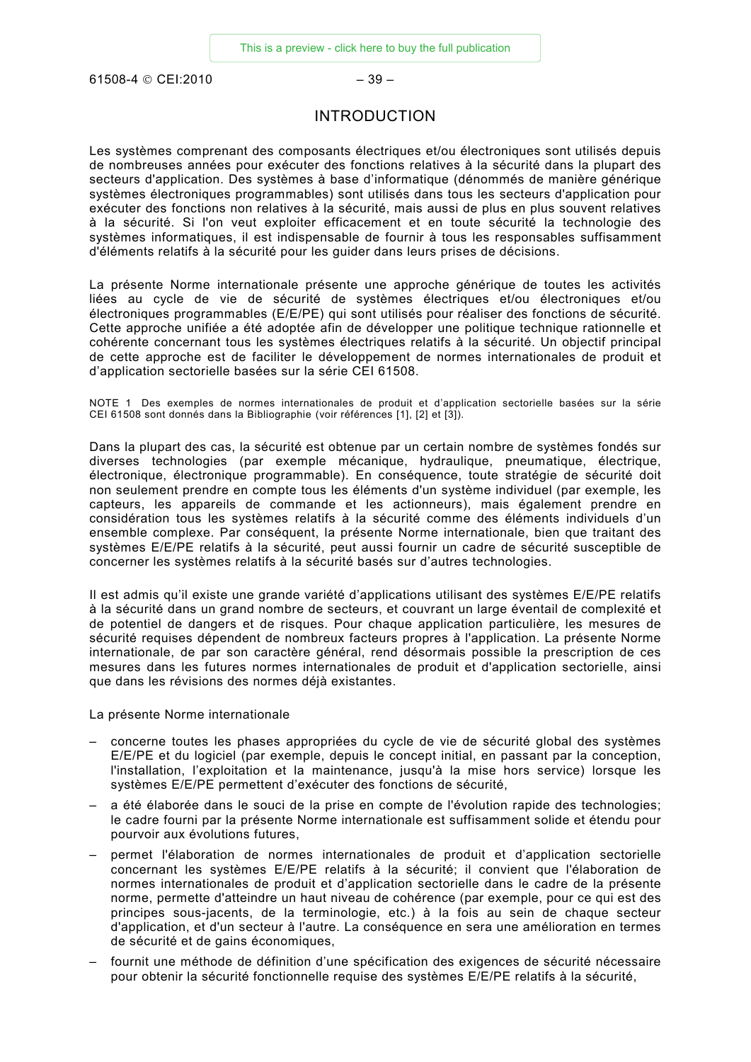# INTRODUCTION

Les systèmes comprenant des composants électriques et/ou électroniques sont utilisés depuis de nombreuses années pour exécuter des fonctions relatives à la sécurité dans la plupart des secteurs d'application. Des systèmes à base d'informatique (dénommés de manière générique systèmes électroniques programmables) sont utilisés dans tous les secteurs d'application pour exécuter des fonctions non relatives à la sécurité, mais aussi de plus en plus souvent relatives à la sécurité. Si l'on veut exploiter efficacement et en toute sécurité la technologie des systèmes informatiques, il est indispensable de fournir à tous les responsables suffisamment d'éléments relatifs à la sécurité pour les guider dans leurs prises de décisions.

La présente Norme internationale présente une approche générique de toutes les activités liées au cycle de vie de sécurité de systèmes électriques et/ou électroniques et/ou électroniques programmables (E/E/PE) qui sont utilisés pour réaliser des fonctions de sécurité. Cette approche unifiée a été adoptée afin de développer une politique technique rationnelle et cohérente concernant tous les systèmes électriques relatifs à la sécurité. Un objectif principal de cette approche est de faciliter le développement de normes internationales de produit et d'application sectorielle basées sur la série CEI 61508.

NOTE 1 Des exemples de normes internationales de produit et d'application sectorielle basées sur la série CEI 61508 sont donnés dans la Bibliographie (voir références [1], [2] et [3]).

Dans la plupart des cas, la sécurité est obtenue par un certain nombre de systèmes fondés sur diverses technologies (par exemple mécanique, hydraulique, pneumatique, électrique, électronique, électronique programmable). En conséquence, toute stratégie de sécurité doit non seulement prendre en compte tous les éléments d'un système individuel (par exemple, les capteurs, les appareils de commande et les actionneurs), mais également prendre en considération tous les systèmes relatifs à la sécurité comme des éléments individuels d'un ensemble complexe. Par conséquent, la présente Norme internationale, bien que traitant des systèmes E/E/PE relatifs à la sécurité, peut aussi fournir un cadre de sécurité susceptible de concerner les systèmes relatifs à la sécurité basés sur d'autres technologies.

Il est admis qu'il existe une grande variété d'applications utilisant des systèmes E/E/PE relatifs à la sécurité dans un grand nombre de secteurs, et couvrant un large éventail de complexité et de potentiel de dangers et de risques. Pour chaque application particulière, les mesures de sécurité requises dépendent de nombreux facteurs propres à l'application. La présente Norme internationale, de par son caractère général, rend désormais possible la prescription de ces mesures dans les futures normes internationales de produit et d'application sectorielle, ainsi que dans les révisions des normes déjà existantes.

La présente Norme internationale

- concerne toutes les phases appropriées du cycle de vie de sécurité global des systèmes E/E/PE et du logiciel (par exemple, depuis le concept initial, en passant par la conception, l'installation, l'exploitation et la maintenance, jusqu'à la mise hors service) lorsque les systèmes E/E/PE permettent d'exécuter des fonctions de sécurité,
- a été élaborée dans le souci de la prise en compte de l'évolution rapide des technologies; le cadre fourni par la présente Norme internationale est suffisamment solide et étendu pour pourvoir aux évolutions futures,
- permet l'élaboration de normes internationales de produit et d'application sectorielle concernant les systèmes E/E/PE relatifs à la sécurité; il convient que l'élaboration de normes internationales de produit et d'application sectorielle dans le cadre de la présente norme, permette d'atteindre un haut niveau de cohérence (par exemple, pour ce qui est des principes sous-jacents, de la terminologie, etc.) à la fois au sein de chaque secteur d'application, et d'un secteur à l'autre. La conséquence en sera une amélioration en termes de sécurité et de gains économiques,
- fournit une méthode de définition d'une spécification des exigences de sécurité nécessaire pour obtenir la sécurité fonctionnelle requise des systèmes E/E/PE relatifs à la sécurité,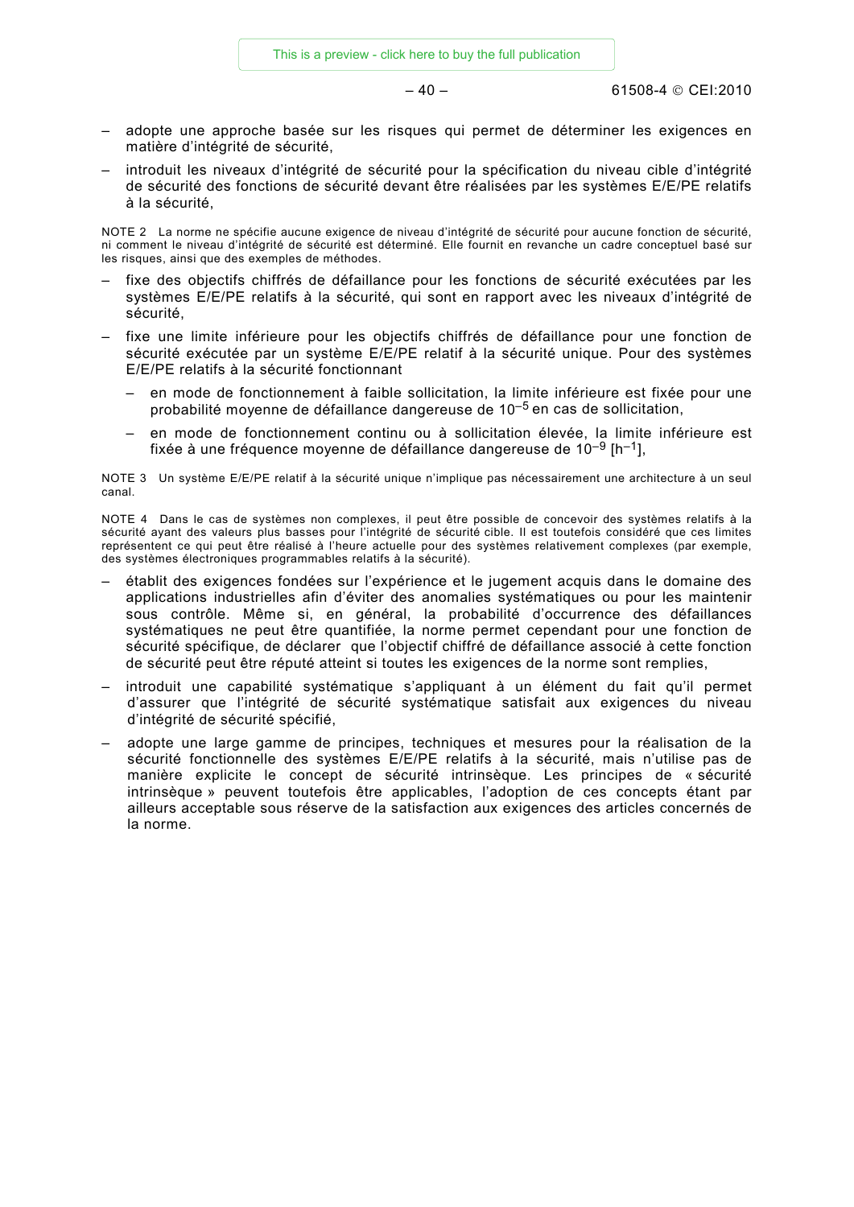- adopte une approche basée sur les risques qui permet de déterminer les exigences en matière d'intégrité de sécurité,
- introduit les niveaux d'intégrité de sécurité pour la spécification du niveau cible d'intégrité de sécurité des fonctions de sécurité devant être réalisées par les systèmes E/E/PE relatifs à la sécurité,

NOTE 2 La norme ne spécifie aucune exigence de niveau d'intégrité de sécurité pour aucune fonction de sécurité, ni comment le niveau d'intégrité de sécurité est déterminé. Elle fournit en revanche un cadre conceptuel basé sur les risques, ainsi que des exemples de méthodes.

- fixe des objectifs chiffrés de défaillance pour les fonctions de sécurité exécutées par les systèmes E/E/PE relatifs à la sécurité, qui sont en rapport avec les niveaux d'intégrité de sécurité,
- fixe une limite inférieure pour les objectifs chiffrés de défaillance pour une fonction de sécurité exécutée par un système E/E/PE relatif à la sécurité unique. Pour des systèmes E/E/PE relatifs à la sécurité fonctionnant
  - en mode de fonctionnement à faible sollicitation, la limite inférieure est fixée pour une probabilité moyenne de défaillance dangereuse de $10^{-5}$ en cas de sollicitation,
  - en mode de fonctionnement continu ou à sollicitation élevée, la limite inférieure est fixée à une fréquence moyenne de défaillance dangereuse de $10^{-9}$ [$h^{-1}$],

NOTE 3 Un système E/E/PE relatif à la sécurité unique n'implique pas nécessairement une architecture à un seul canal.

NOTE 4 Dans le cas de systèmes non complexes, il peut être possible de concevoir des systèmes relatifs à la sécurité ayant des valeurs plus basses pour l'intégrité de sécurité cible. Il est toutefois considéré que ces limites représentent ce qui peut être réalisé à l'heure actuelle pour des systèmes relativement complexes (par exemple, des systèmes électroniques programmables relatifs à la sécurité).

- établit des exigences fondées sur l'expérience et le jugement acquis dans le domaine des applications industrielles afin d'éviter des anomalies systématiques ou pour les maintenir sous contrôle. Même si, en général, la probabilité d'occurrence des défaillances systématiques ne peut être quantifiée, la norme permet cependant pour une fonction de sécurité spécifique, de déclarer que l'objectif chiffré de défaillance associé à cette fonction de sécurité peut être réputé atteint si toutes les exigences de la norme sont remplies,
- introduit une capabilité systématique s'appliquant à un élément du fait qu'il permet d'assurer que l'intégrité de sécurité systématique satisfait aux exigences du niveau d'intégrité de sécurité spécifié,
- adopte une large gamme de principes, techniques et mesures pour la réalisation de la sécurité fonctionnelle des systèmes E/E/PE relatifs à la sécurité, mais n'utilise pas de manière explicite le concept de sécurité intrinsèque. Les principes de « sécurité intrinsèque » peuvent toutefois être applicables, l'adoption de ces concepts étant par ailleurs acceptable sous réserve de la satisfaction aux exigences des articles concernés de la norme.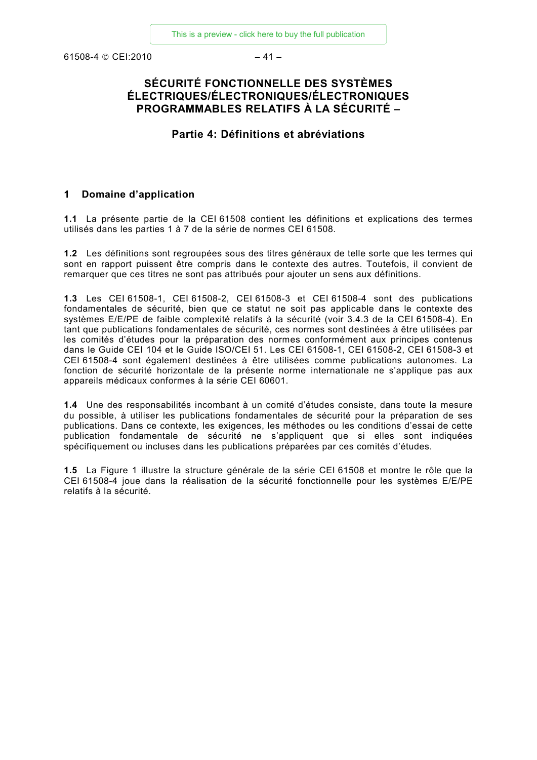# SÉCURITÉ FONCTIONNELLE DES SYSTÈMES ÉLECTRIQUES/ÉLECTRONIQUES/ÉLECTRONIQUES PROGRAMMABLES RELATIFS À LA SÉCURITÉ –

## Partie 4: Définitions et abréviations

## 1 Domaine d'application

**1.1** La présente partie de la CEI 61508 contient les définitions et explications des termes utilisés dans les parties 1 à 7 de la série de normes CEI 61508.

**1.2** Les définitions sont regroupées sous des titres généraux de telle sorte que les termes qui sont en rapport puissent être compris dans le contexte des autres. Toutefois, il convient de remarquer que ces titres ne sont pas attribués pour ajouter un sens aux définitions.

**1.3** Les CEI 61508-1, CEI 61508-2, CEI 61508-3 et CEI 61508-4 sont des publications fondamentales de sécurité, bien que ce statut ne soit pas applicable dans le contexte des systèmes E/E/PE de faible complexité relatifs à la sécurité (voir 3.4.3 de la CEI 61508-4). En tant que publications fondamentales de sécurité, ces normes sont destinées à être utilisées par les comités d'études pour la préparation des normes conformément aux principes contenus dans le Guide CEI 104 et le Guide ISO/CEI 51. Les CEI 61508-1, CEI 61508-2, CEI 61508-3 et CEI 61508-4 sont également destinées à être utilisées comme publications autonomes. La fonction de sécurité horizontale de la présente norme internationale ne s'applique pas aux appareils médicaux conformes à la série CEI 60601.

**1.4** Une des responsabilités incombant à un comité d'études consiste, dans toute la mesure du possible, à utiliser les publications fondamentales de sécurité pour la préparation de ses publications. Dans ce contexte, les exigences, les méthodes ou les conditions d'essai de cette publication fondamentale de sécurité ne s'appliquent que si elles sont indiquées spécifiquement ou incluses dans les publications préparées par ces comités d'études.

**1.5** La Figure 1 illustre la structure générale de la série CEI 61508 et montre le rôle que la CEI 61508-4 joue dans la réalisation de la sécurité fonctionnelle pour les systèmes E/E/PE relatifs à la sécurité.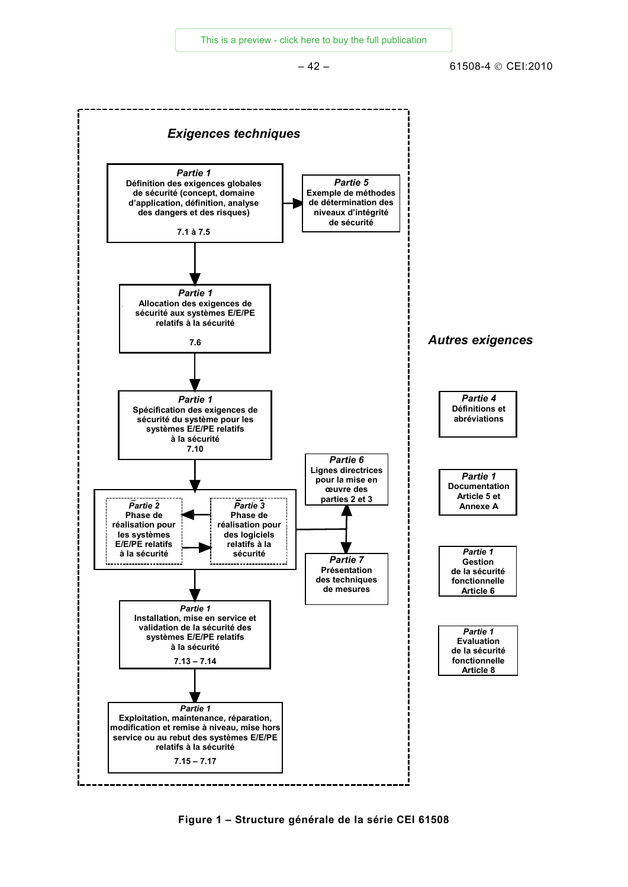## Exigences techniques

**_Partie 1_**
**Définition des exigences globales de sécurité (concept, domaine d'application, définition, analyse des dangers et des risques)**
**7.1 à 7.5**

**_Partie 5_**
**Exemple de méthodes de détermination des niveaux d'intégrité de sécurité**

**_Partie 1_**
**Allocation des exigences de sécurité aux systèmes E/E/PE relatifs à la sécurité**
**7.6**

**_Partie 1_**
**Spécification des exigences de sécurité du système pour les systèmes E/E/PE relatifs à la sécurité**
**7.10**

**_Partie 6_**
**Lignes directrices pour la mise en œuvre des parties 2 et 3**

**_Partie 2_**
**Phase de réalisation pour les systèmes E/E/PE relatifs à la sécurité**

**_Partie 3_**
**Phase de réalisation pour des logiciels relatifs à la sécurité**

**_Partie 7_**
**Présentation des techniques de mesures**

**_Partie 1_**
**Installation, mise en service et validation de la sécurité des systèmes E/E/PE relatifs à la sécurité**
**7.13 – 7.14**

**_Partie 1_**
**Exploitation, maintenance, réparation, modification et remise à niveau, mise hors service ou au rebut des systèmes E/E/PE relatifs à la sécurité**
**7.15 – 7.17**

## Autres exigences

**_Partie 4_**
**Définitions et abréviations**

**_Partie 1_**
**Documentation Article 5 et Annexe A**

**_Partie 1_**
**Gestion de la sécurité fonctionnelle Article 6**

**_Partie 1_**
**Evaluation de la sécurité fonctionnelle Article 8**

**Figure 1 – Structure générale de la série CEI 61508**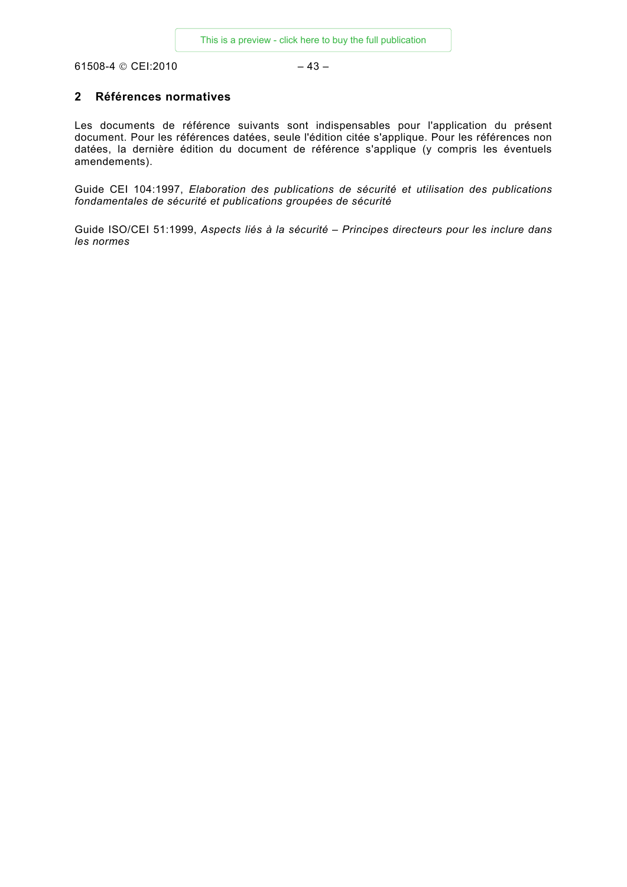## 2 Références normatives

Les documents de référence suivants sont indispensables pour l'application du présent document. Pour les références datées, seule l'édition citée s'applique. Pour les références non datées, la dernière édition du document de référence s'applique (y compris les éventuels amendements).

Guide CEI 104:1997, *Elaboration des publications de sécurité et utilisation des publications fondamentales de sécurité et publications groupées de sécurité*

Guide ISO/CEI 51:1999, *Aspects liés à la sécurité – Principes directeurs pour les inclure dans les normes*